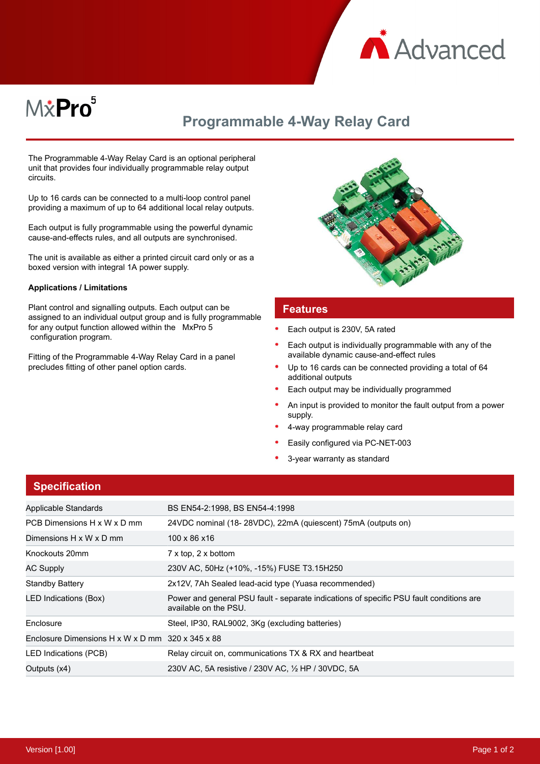MxPro 5

# Programmable 4-Way Relay Card

The Programmable 4-Way Relay Card is an optional peripheral unit that provides four individually programmable relay output circuits.

Up to 16 cards can be connected to a multi-loop control panel providing a maximum of up to 64 additional local relay outputs.

Each output is fully programmable using the powerful dynamic cause-and-effects rules, and all outputs are synchronised.

The unit is available as either a printed circuit card only or as a boxed version with integral 1A power supply.

**Applications / Limitations**

Plant control and signalling outputs. Each output can be assigned to an individual output group and is fully programmable for any output function allowed within the MxPro 5 configuration program.

Fitting of the Programmable 4-Way Relay Card in a panel precludes fitting of other panel option cards.

## Features

- Each output is 230V, 5A rated
- Each output is individually programmable with any of the available dynamic cause-and-effect rules
- Up to 16 cards can be connected providing a total of 64 additional outputs
- Each output may be individually programmed
- An input is provided to monitor the fault output from a power supply.
- 4-way programmable relay card
- Easily configured via PC-NET-003
- 3-year warranty as standard

## Specification

| | |
|---|---|
| Applicable Standards | BS EN54-2:1998, BS EN54-4:1998 |
| PCB Dimensions H x W x D mm | 24VDC nominal (18- 28VDC), 22mA (quiescent) 75mA (outputs on) |
| Dimensions H x W x D mm | 100 x 86 x16 |
| Knockouts 20mm | 7 x top, 2 x bottom |
| AC Supply | 230V AC, 50Hz (+10%, -15%) FUSE T3.15H250 |
| Standby Battery | 2x12V, 7Ah Sealed lead-acid type (Yuasa recommended) |
| LED Indications (Box) | Power and general PSU fault - separate indications of specific PSU fault conditions are available on the PSU. |
| Enclosure | Steel, IP30, RAL9002, 3Kg (excluding batteries) |
| Enclosure Dimensions H x W x D mm | 320 x 345 x 88 |
| LED Indications (PCB) | Relay circuit on, communications TX & RX and heartbeat |
| Outputs (x4) | 230V AC, 5A resistive / 230V AC, ½ HP / 30VDC, 5A |

Version [1.00]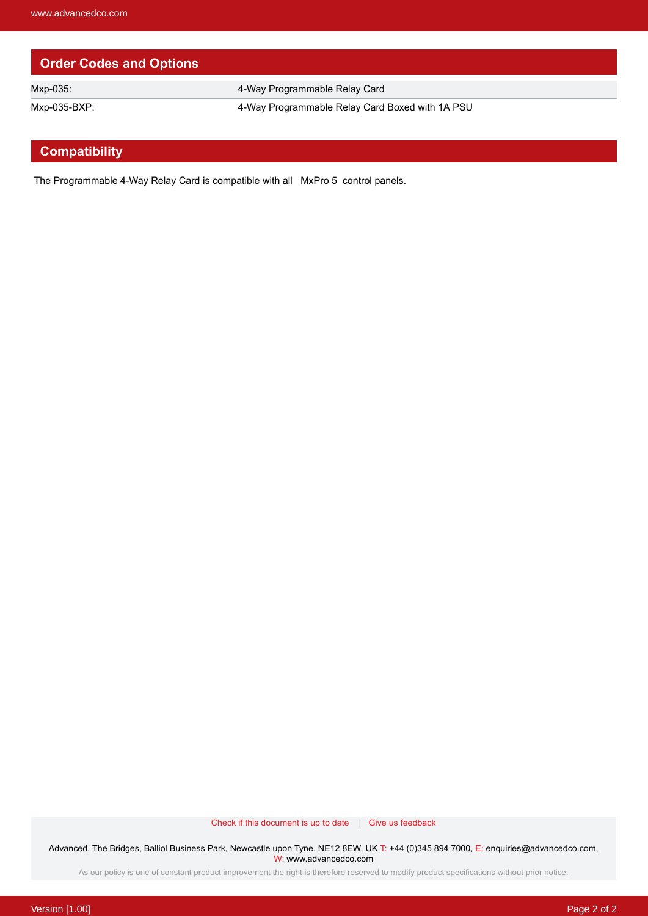## Order Codes and Options

| | |
|---|---|
| Mxp-035: | 4-Way Programmable Relay Card |
| Mxp-035-BXP: | 4-Way Programmable Relay Card Boxed with 1A PSU |

## Compatibility

The Programmable 4-Way Relay Card is compatible with all MxPro 5 control panels.

Check if this document is up to date | Give us feedback

Advanced, The Bridges, Balliol Business Park, Newcastle upon Tyne, NE12 8EW, UK T: +44 (0)345 894 7000, E: enquiries@advancedco.com, W: www.advancedco.com

As our policy is one of constant product improvement the right is therefore reserved to modify product specifications without prior notice.

Version [1.00]